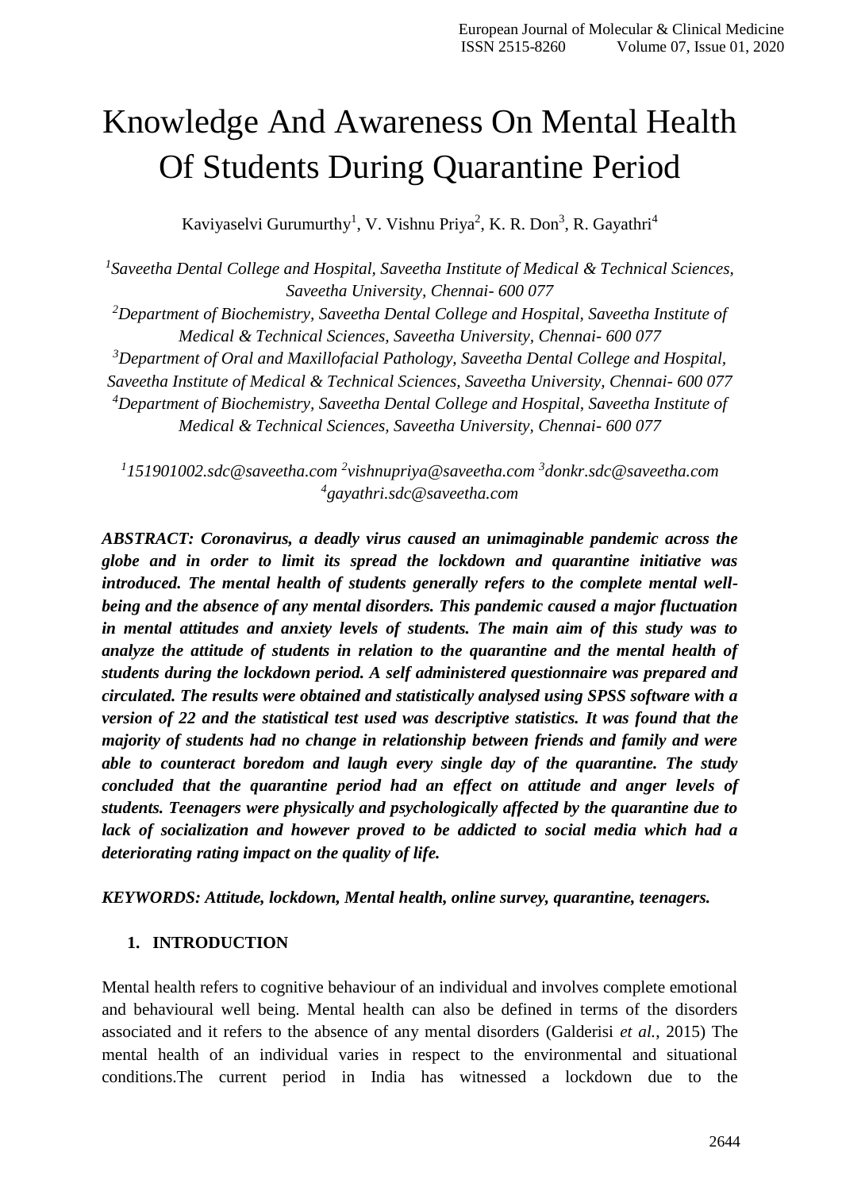# Knowledge And Awareness On Mental Health Of Students During Quarantine Period

Kaviyaselvi Gurumurthy[1], V. Vishnu Priya[2], K. R. Don[3], R. Gayathri[4]

[1]*Saveetha Dental College and Hospital, Saveetha Institute of Medical & Technical Sciences, Saveetha University, Chennai- 600 077*

[2]*Department of Biochemistry, Saveetha Dental College and Hospital, Saveetha Institute of Medical & Technical Sciences, Saveetha University, Chennai- 600 077*

[3]*Department of Oral and Maxillofacial Pathology, Saveetha Dental College and Hospital, Saveetha Institute of Medical & Technical Sciences, Saveetha University, Chennai- 600 077*

[4]*Department of Biochemistry, Saveetha Dental College and Hospital, Saveetha Institute of Medical & Technical Sciences, Saveetha University, Chennai- 600 077*

[1]*151901002.sdc@saveetha.com* [2]*vishnupriya@saveetha.com* [3]*donkr.sdc@saveetha.com* [4]*gayathri.sdc@saveetha.com*

***ABSTRACT: Coronavirus, a deadly virus caused an unimaginable pandemic across the globe and in order to limit its spread the lockdown and quarantine initiative was introduced. The mental health of students generally refers to the complete mental well-being and the absence of any mental disorders. This pandemic caused a major fluctuation in mental attitudes and anxiety levels of students. The main aim of this study was to analyze the attitude of students in relation to the quarantine and the mental health of students during the lockdown period. A self administered questionnaire was prepared and circulated. The results were obtained and statistically analysed using SPSS software with a version of 22 and the statistical test used was descriptive statistics. It was found that the majority of students had no change in relationship between friends and family and were able to counteract boredom and laugh every single day of the quarantine. The study concluded that the quarantine period had an effect on attitude and anger levels of students. Teenagers were physically and psychologically affected by the quarantine due to lack of socialization and however proved to be addicted to social media which had a deteriorating rating impact on the quality of life.***

***KEYWORDS: Attitude, lockdown, Mental health, online survey, quarantine, teenagers.***

## 1. INTRODUCTION

Mental health refers to cognitive behaviour of an individual and involves complete emotional and behavioural well being. Mental health can also be defined in terms of the disorders associated and it refers to the absence of any mental disorders (Galderisi *et al.*, 2015) The mental health of an individual varies in respect to the environmental and situational conditions.The current period in India has witnessed a lockdown due to the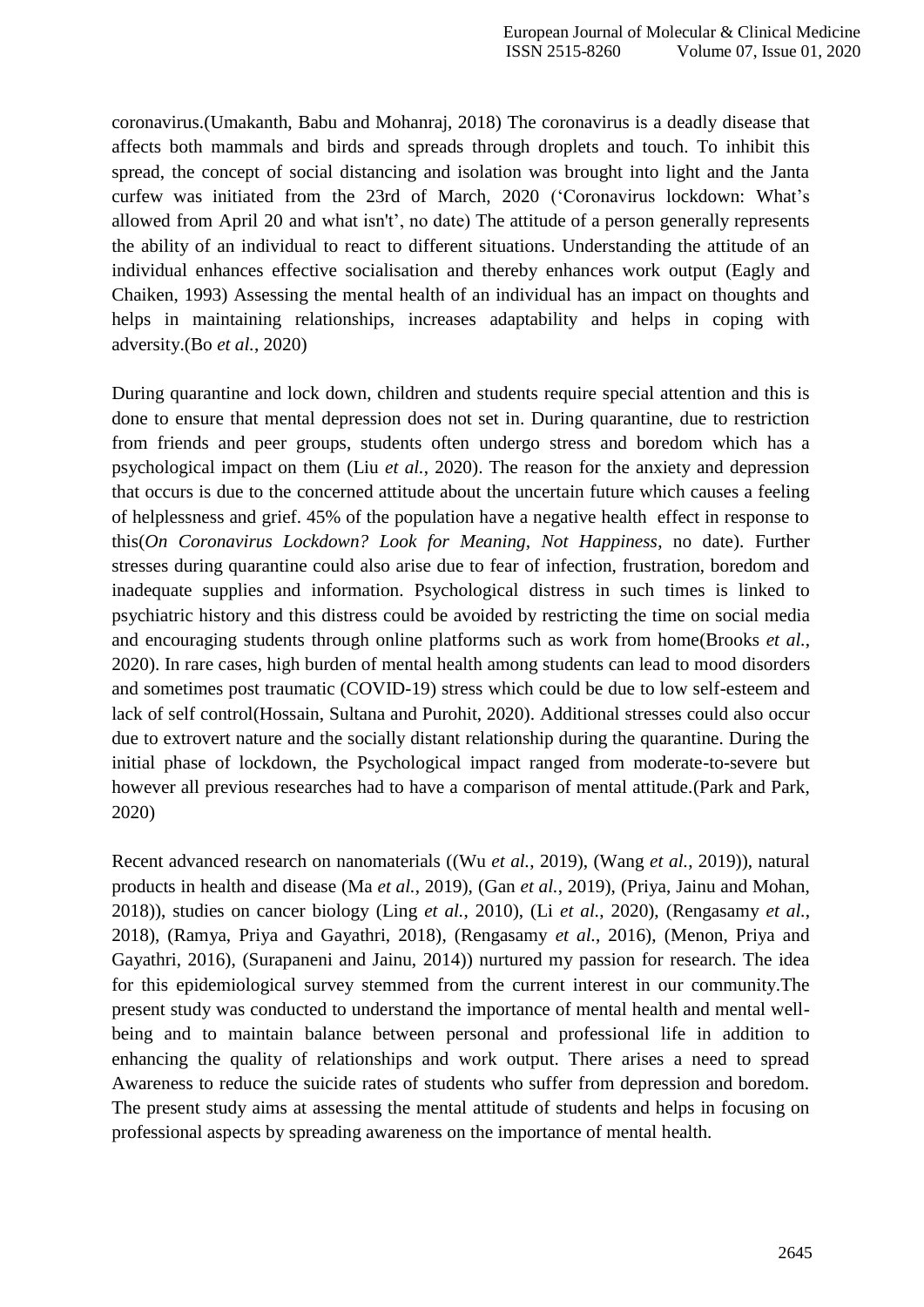coronavirus.(Umakanth, Babu and Mohanraj, 2018) The coronavirus is a deadly disease that affects both mammals and birds and spreads through droplets and touch. To inhibit this spread, the concept of social distancing and isolation was brought into light and the Janta curfew was initiated from the 23rd of March, 2020 ('Coronavirus lockdown: What's allowed from April 20 and what isn't', no date) The attitude of a person generally represents the ability of an individual to react to different situations. Understanding the attitude of an individual enhances effective socialisation and thereby enhances work output (Eagly and Chaiken, 1993) Assessing the mental health of an individual has an impact on thoughts and helps in maintaining relationships, increases adaptability and helps in coping with adversity.(Bo *et al.*, 2020)

During quarantine and lock down, children and students require special attention and this is done to ensure that mental depression does not set in. During quarantine, due to restriction from friends and peer groups, students often undergo stress and boredom which has a psychological impact on them (Liu *et al.*, 2020). The reason for the anxiety and depression that occurs is due to the concerned attitude about the uncertain future which causes a feeling of helplessness and grief. 45% of the population have a negative health effect in response to this(*On Coronavirus Lockdown? Look for Meaning, Not Happiness*, no date). Further stresses during quarantine could also arise due to fear of infection, frustration, boredom and inadequate supplies and information. Psychological distress in such times is linked to psychiatric history and this distress could be avoided by restricting the time on social media and encouraging students through online platforms such as work from home(Brooks *et al.*, 2020). In rare cases, high burden of mental health among students can lead to mood disorders and sometimes post traumatic (COVID-19) stress which could be due to low self-esteem and lack of self control(Hossain, Sultana and Purohit, 2020). Additional stresses could also occur due to extrovert nature and the socially distant relationship during the quarantine. During the initial phase of lockdown, the Psychological impact ranged from moderate-to-severe but however all previous researches had to have a comparison of mental attitude.(Park and Park, 2020)

Recent advanced research on nanomaterials ((Wu *et al.*, 2019), (Wang *et al.*, 2019)), natural products in health and disease (Ma *et al.*, 2019), (Gan *et al.*, 2019), (Priya, Jainu and Mohan, 2018)), studies on cancer biology (Ling *et al.*, 2010), (Li *et al.*, 2020), (Rengasamy *et al.*, 2018), (Ramya, Priya and Gayathri, 2018), (Rengasamy *et al.*, 2016), (Menon, Priya and Gayathri, 2016), (Surapaneni and Jainu, 2014)) nurtured my passion for research. The idea for this epidemiological survey stemmed from the current interest in our community.The present study was conducted to understand the importance of mental health and mental well-being and to maintain balance between personal and professional life in addition to enhancing the quality of relationships and work output. There arises a need to spread Awareness to reduce the suicide rates of students who suffer from depression and boredom. The present study aims at assessing the mental attitude of students and helps in focusing on professional aspects by spreading awareness on the importance of mental health.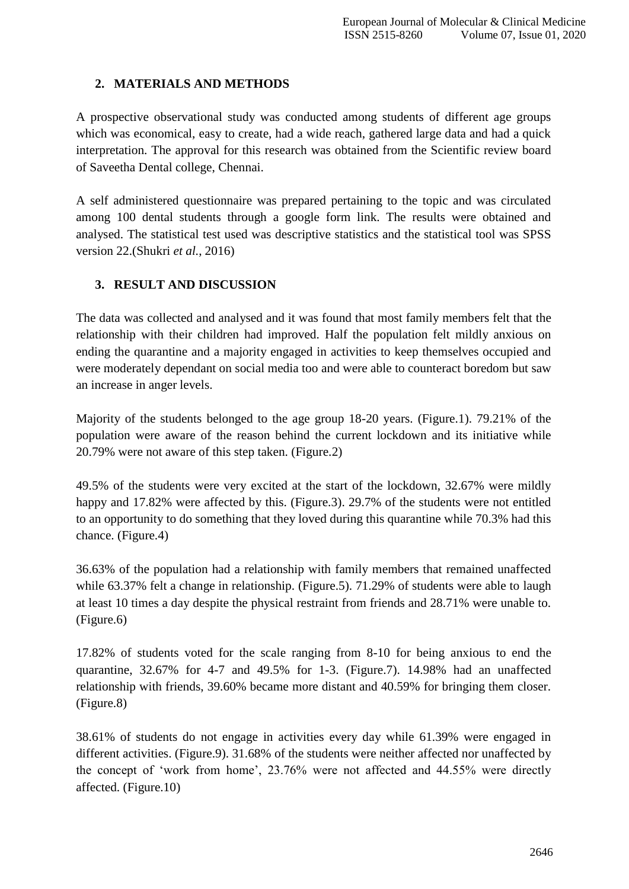## 2. MATERIALS AND METHODS

A prospective observational study was conducted among students of different age groups which was economical, easy to create, had a wide reach, gathered large data and had a quick interpretation. The approval for this research was obtained from the Scientific review board of Saveetha Dental college, Chennai.

A self administered questionnaire was prepared pertaining to the topic and was circulated among 100 dental students through a google form link. The results were obtained and analysed. The statistical test used was descriptive statistics and the statistical tool was SPSS version 22.(Shukri *et al.*, 2016)

## 3. RESULT AND DISCUSSION

The data was collected and analysed and it was found that most family members felt that the relationship with their children had improved. Half the population felt mildly anxious on ending the quarantine and a majority engaged in activities to keep themselves occupied and were moderately dependant on social media too and were able to counteract boredom but saw an increase in anger levels.

Majority of the students belonged to the age group 18-20 years. (Figure.1). 79.21% of the population were aware of the reason behind the current lockdown and its initiative while 20.79% were not aware of this step taken. (Figure.2)

49.5% of the students were very excited at the start of the lockdown, 32.67% were mildly happy and 17.82% were affected by this. (Figure.3). 29.7% of the students were not entitled to an opportunity to do something that they loved during this quarantine while 70.3% had this chance. (Figure.4)

36.63% of the population had a relationship with family members that remained unaffected while 63.37% felt a change in relationship. (Figure.5). 71.29% of students were able to laugh at least 10 times a day despite the physical restraint from friends and 28.71% were unable to. (Figure.6)

17.82% of students voted for the scale ranging from 8-10 for being anxious to end the quarantine, 32.67% for 4-7 and 49.5% for 1-3. (Figure.7). 14.98% had an unaffected relationship with friends, 39.60% became more distant and 40.59% for bringing them closer. (Figure.8)

38.61% of students do not engage in activities every day while 61.39% were engaged in different activities. (Figure.9). 31.68% of the students were neither affected nor unaffected by the concept of 'work from home', 23.76% were not affected and 44.55% were directly affected. (Figure.10)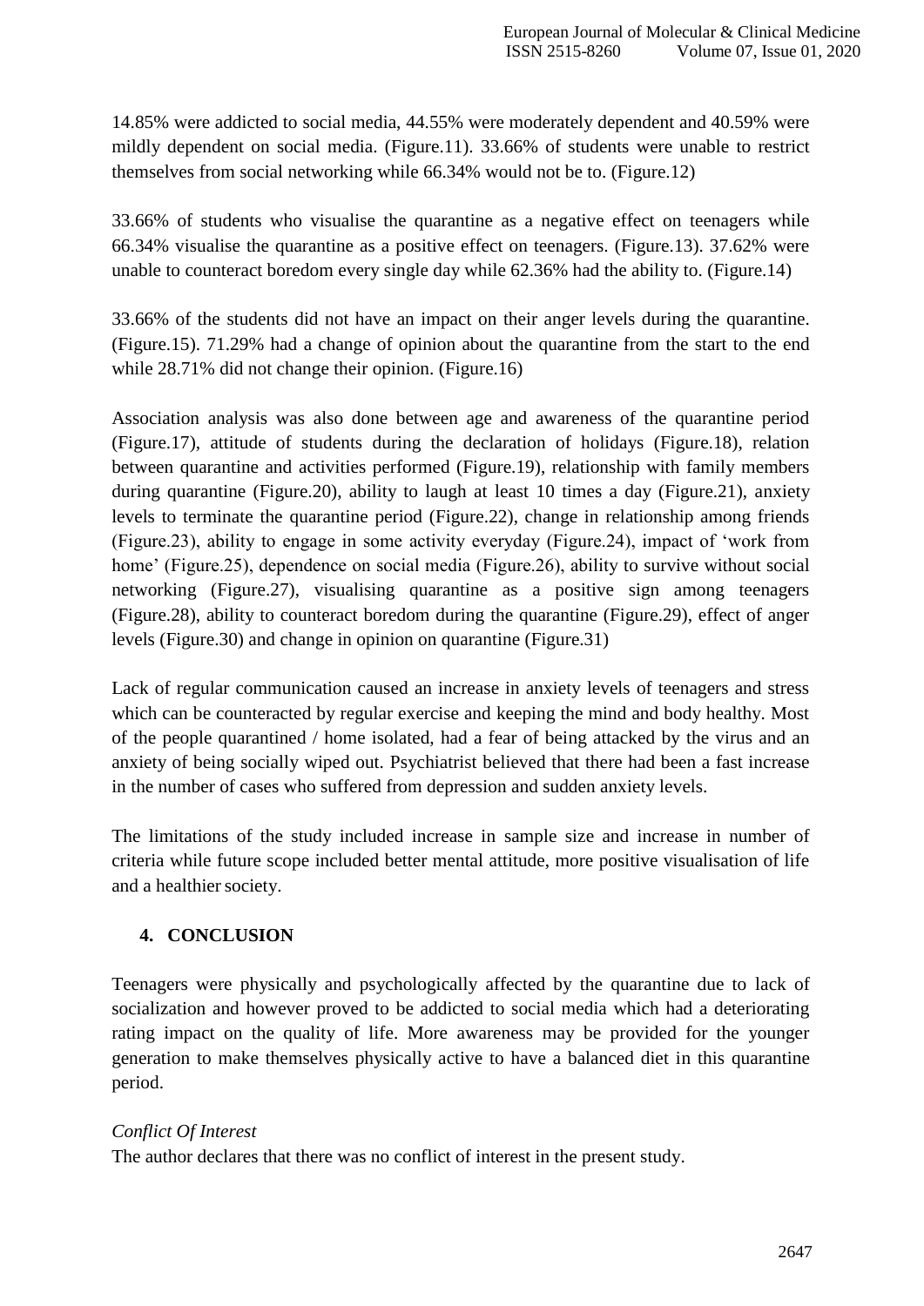14.85% were addicted to social media, 44.55% were moderately dependent and 40.59% were mildly dependent on social media. (Figure.11). 33.66% of students were unable to restrict themselves from social networking while 66.34% would not be to. (Figure.12)

33.66% of students who visualise the quarantine as a negative effect on teenagers while 66.34% visualise the quarantine as a positive effect on teenagers. (Figure.13). 37.62% were unable to counteract boredom every single day while 62.36% had the ability to. (Figure.14)

33.66% of the students did not have an impact on their anger levels during the quarantine. (Figure.15). 71.29% had a change of opinion about the quarantine from the start to the end while 28.71% did not change their opinion. (Figure.16)

Association analysis was also done between age and awareness of the quarantine period (Figure.17), attitude of students during the declaration of holidays (Figure.18), relation between quarantine and activities performed (Figure.19), relationship with family members during quarantine (Figure.20), ability to laugh at least 10 times a day (Figure.21), anxiety levels to terminate the quarantine period (Figure.22), change in relationship among friends (Figure.23), ability to engage in some activity everyday (Figure.24), impact of 'work from home' (Figure.25), dependence on social media (Figure.26), ability to survive without social networking (Figure.27), visualising quarantine as a positive sign among teenagers (Figure.28), ability to counteract boredom during the quarantine (Figure.29), effect of anger levels (Figure.30) and change in opinion on quarantine (Figure.31)

Lack of regular communication caused an increase in anxiety levels of teenagers and stress which can be counteracted by regular exercise and keeping the mind and body healthy. Most of the people quarantined / home isolated, had a fear of being attacked by the virus and an anxiety of being socially wiped out. Psychiatrist believed that there had been a fast increase in the number of cases who suffered from depression and sudden anxiety levels.

The limitations of the study included increase in sample size and increase in number of criteria while future scope included better mental attitude, more positive visualisation of life and a healthier society.

## 4. CONCLUSION

Teenagers were physically and psychologically affected by the quarantine due to lack of socialization and however proved to be addicted to social media which had a deteriorating rating impact on the quality of life. More awareness may be provided for the younger generation to make themselves physically active to have a balanced diet in this quarantine period.

*Conflict Of Interest*

The author declares that there was no conflict of interest in the present study.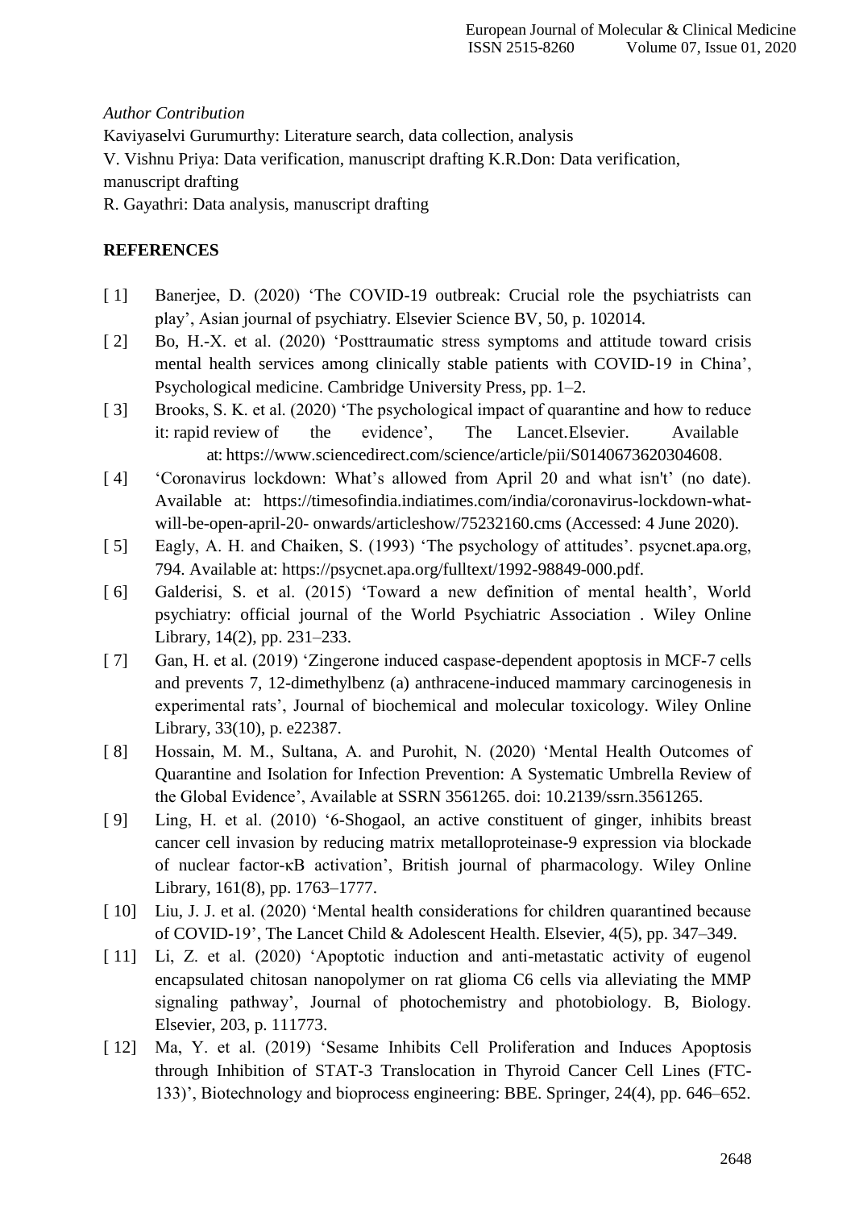*Author Contribution*

Kaviyaselvi Gurumurthy: Literature search, data collection, analysis

V. Vishnu Priya: Data verification, manuscript drafting K.R.Don: Data verification, manuscript drafting

R. Gayathri: Data analysis, manuscript drafting

## REFERENCES

[ 1] Banerjee, D. (2020) 'The COVID-19 outbreak: Crucial role the psychiatrists can play', Asian journal of psychiatry. Elsevier Science BV, 50, p. 102014.

[ 2] Bo, H.-X. et al. (2020) 'Posttraumatic stress symptoms and attitude toward crisis mental health services among clinically stable patients with COVID-19 in China', Psychological medicine. Cambridge University Press, pp. 1–2.

[ 3] Brooks, S. K. et al. (2020) 'The psychological impact of quarantine and how to reduce it: rapid review of the evidence', The Lancet.Elsevier. Available at: https://www.sciencedirect.com/science/article/pii/S0140673620304608.

[ 4] 'Coronavirus lockdown: What's allowed from April 20 and what isn't' (no date). Available at: https://timesofindia.indiatimes.com/india/coronavirus-lockdown-what-will-be-open-april-20- onwards/articleshow/75232160.cms (Accessed: 4 June 2020).

[ 5] Eagly, A. H. and Chaiken, S. (1993) 'The psychology of attitudes'. psycnet.apa.org, 794. Available at: https://psycnet.apa.org/fulltext/1992-98849-000.pdf.

[ 6] Galderisi, S. et al. (2015) 'Toward a new definition of mental health', World psychiatry: official journal of the World Psychiatric Association . Wiley Online Library, 14(2), pp. 231–233.

[ 7] Gan, H. et al. (2019) 'Zingerone induced caspase-dependent apoptosis in MCF-7 cells and prevents 7, 12-dimethylbenz (a) anthracene-induced mammary carcinogenesis in experimental rats', Journal of biochemical and molecular toxicology. Wiley Online Library, 33(10), p. e22387.

[ 8] Hossain, M. M., Sultana, A. and Purohit, N. (2020) 'Mental Health Outcomes of Quarantine and Isolation for Infection Prevention: A Systematic Umbrella Review of the Global Evidence', Available at SSRN 3561265. doi: 10.2139/ssrn.3561265.

[ 9] Ling, H. et al. (2010) '6-Shogaol, an active constituent of ginger, inhibits breast cancer cell invasion by reducing matrix metalloproteinase-9 expression via blockade of nuclear factor-κB activation', British journal of pharmacology. Wiley Online Library, 161(8), pp. 1763–1777.

[ 10] Liu, J. J. et al. (2020) 'Mental health considerations for children quarantined because of COVID-19', The Lancet Child & Adolescent Health. Elsevier, 4(5), pp. 347–349.

[ 11] Li, Z. et al. (2020) 'Apoptotic induction and anti-metastatic activity of eugenol encapsulated chitosan nanopolymer on rat glioma C6 cells via alleviating the MMP signaling pathway', Journal of photochemistry and photobiology. B, Biology. Elsevier, 203, p. 111773.

[ 12] Ma, Y. et al. (2019) 'Sesame Inhibits Cell Proliferation and Induces Apoptosis through Inhibition of STAT-3 Translocation in Thyroid Cancer Cell Lines (FTC-133)', Biotechnology and bioprocess engineering: BBE. Springer, 24(4), pp. 646–652.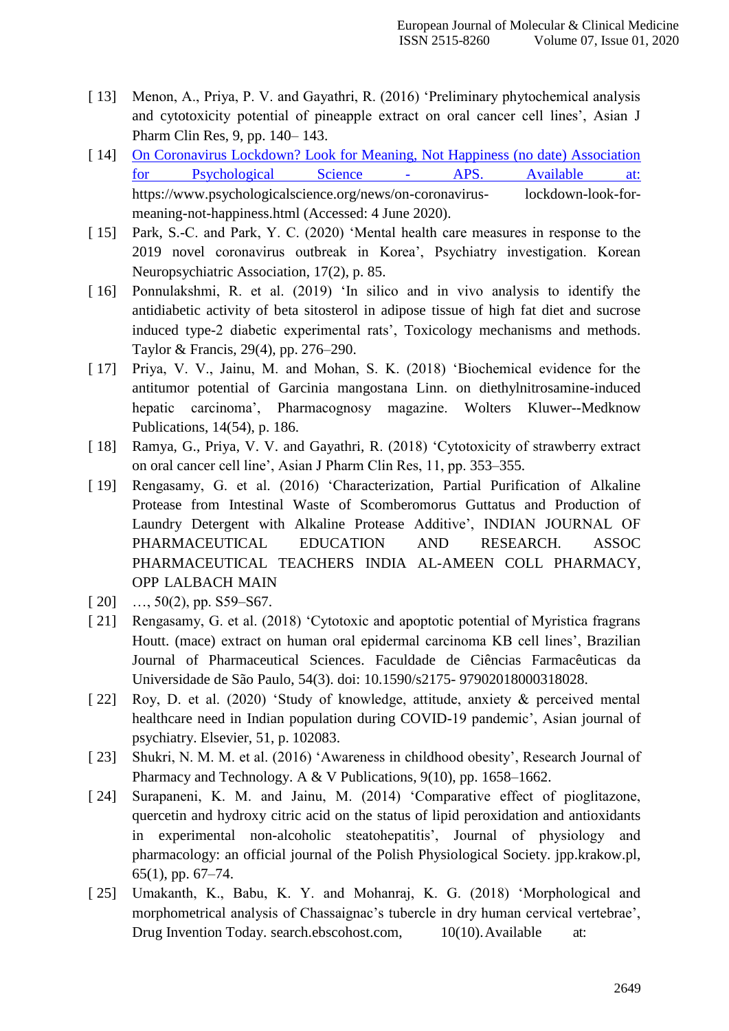[ 13] Menon, A., Priya, P. V. and Gayathri, R. (2016) 'Preliminary phytochemical analysis and cytotoxicity potential of pineapple extract on oral cancer cell lines', Asian J Pharm Clin Res, 9, pp. 140– 143.

[ 14] On Coronavirus Lockdown? Look for Meaning, Not Happiness (no date) Association for Psychological Science - APS. Available at: https://www.psychologicalscience.org/news/on-coronavirus- lockdown-look-for-meaning-not-happiness.html (Accessed: 4 June 2020).

[ 15] Park, S.-C. and Park, Y. C. (2020) 'Mental health care measures in response to the 2019 novel coronavirus outbreak in Korea', Psychiatry investigation. Korean Neuropsychiatric Association, 17(2), p. 85.

[ 16] Ponnulakshmi, R. et al. (2019) 'In silico and in vivo analysis to identify the antidiabetic activity of beta sitosterol in adipose tissue of high fat diet and sucrose induced type-2 diabetic experimental rats', Toxicology mechanisms and methods. Taylor & Francis, 29(4), pp. 276–290.

[ 17] Priya, V. V., Jainu, M. and Mohan, S. K. (2018) 'Biochemical evidence for the antitumor potential of Garcinia mangostana Linn. on diethylnitrosamine-induced hepatic carcinoma', Pharmacognosy magazine. Wolters Kluwer--Medknow Publications, 14(54), p. 186.

[ 18] Ramya, G., Priya, V. V. and Gayathri, R. (2018) 'Cytotoxicity of strawberry extract on oral cancer cell line', Asian J Pharm Clin Res, 11, pp. 353–355.

[ 19] Rengasamy, G. et al. (2016) 'Characterization, Partial Purification of Alkaline Protease from Intestinal Waste of Scomberomorus Guttatus and Production of Laundry Detergent with Alkaline Protease Additive', INDIAN JOURNAL OF PHARMACEUTICAL EDUCATION AND RESEARCH. ASSOC PHARMACEUTICAL TEACHERS INDIA AL-AMEEN COLL PHARMACY, OPP LALBACH MAIN

[ 20] …, 50(2), pp. S59–S67.

[ 21] Rengasamy, G. et al. (2018) 'Cytotoxic and apoptotic potential of Myristica fragrans Houtt. (mace) extract on human oral epidermal carcinoma KB cell lines', Brazilian Journal of Pharmaceutical Sciences. Faculdade de Ciências Farmacêuticas da Universidade de São Paulo, 54(3). doi: 10.1590/s2175- 97902018000318028.

[ 22] Roy, D. et al. (2020) 'Study of knowledge, attitude, anxiety & perceived mental healthcare need in Indian population during COVID-19 pandemic', Asian journal of psychiatry. Elsevier, 51, p. 102083.

[ 23] Shukri, N. M. M. et al. (2016) 'Awareness in childhood obesity', Research Journal of Pharmacy and Technology. A & V Publications, 9(10), pp. 1658–1662.

[ 24] Surapaneni, K. M. and Jainu, M. (2014) 'Comparative effect of pioglitazone, quercetin and hydroxy citric acid on the status of lipid peroxidation and antioxidants in experimental non-alcoholic steatohepatitis', Journal of physiology and pharmacology: an official journal of the Polish Physiological Society. jpp.krakow.pl, 65(1), pp. 67–74.

[ 25] Umakanth, K., Babu, K. Y. and Mohanraj, K. G. (2018) 'Morphological and morphometrical analysis of Chassaignac's tubercle in dry human cervical vertebrae', Drug Invention Today. search.ebscohost.com, 10(10). Available at: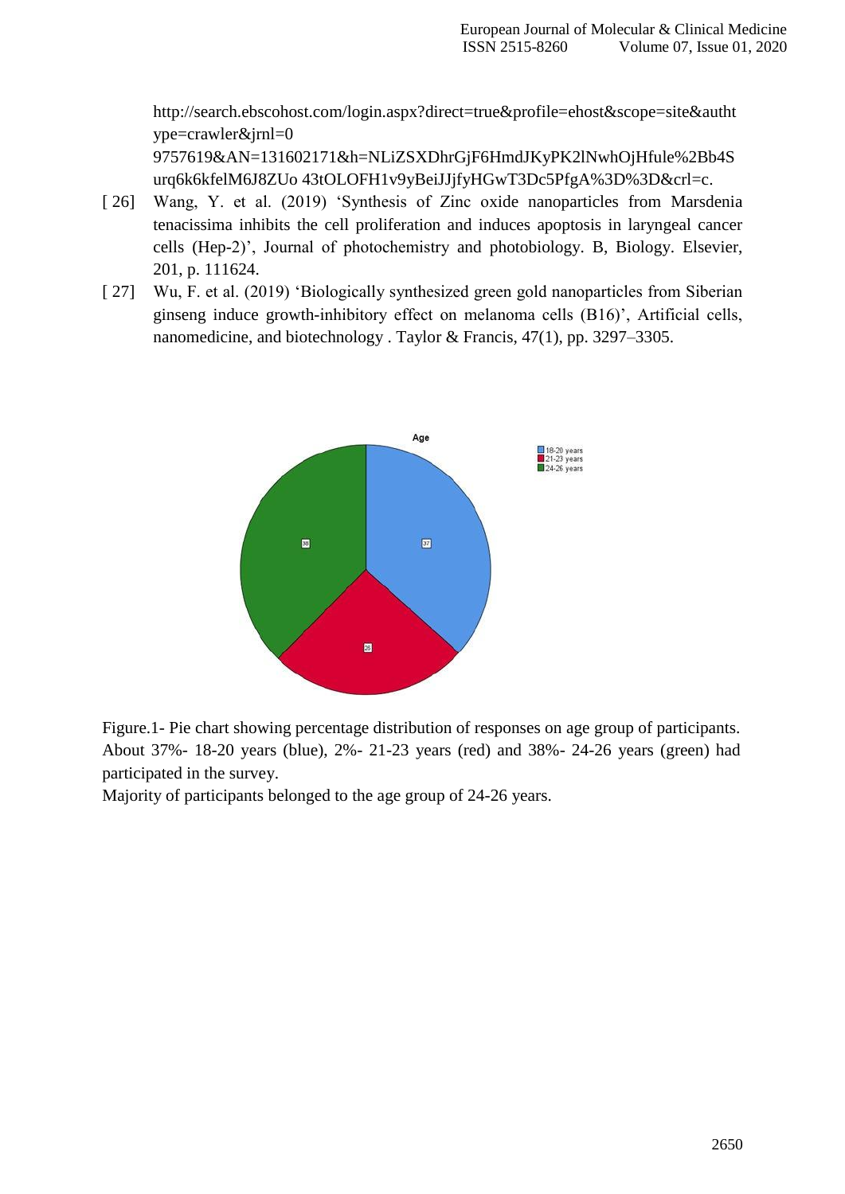http://search.ebscohost.com/login.aspx?direct=true&profile=ehost&scope=site&authtype=crawler&jrnl=0 9757619&AN=131602171&h=NLiZSXDhrGjF6HmdJKyPK2lNwhOjHfule%2Bb4Surq6k6kfelM6J8ZUo 43tOLOFH1v9yBeiJJjfyHGwT3Dc5PfgA%3D%3D&crl=c.

[26] Wang, Y. et al. (2019) 'Synthesis of Zinc oxide nanoparticles from Marsdenia tenacissima inhibits the cell proliferation and induces apoptosis in laryngeal cancer cells (Hep-2)', Journal of photochemistry and photobiology. B, Biology. Elsevier, 201, p. 111624.

[27] Wu, F. et al. (2019) 'Biologically synthesized green gold nanoparticles from Siberian ginseng induce growth-inhibitory effect on melanoma cells (B16)', Artificial cells, nanomedicine, and biotechnology . Taylor & Francis, 47(1), pp. 3297–3305.

Figure.1- Pie chart showing percentage distribution of responses on age group of participants. About 37%- 18-20 years (blue), 2%- 21-23 years (red) and 38%- 24-26 years (green) had participated in the survey.

Majority of participants belonged to the age group of 24-26 years.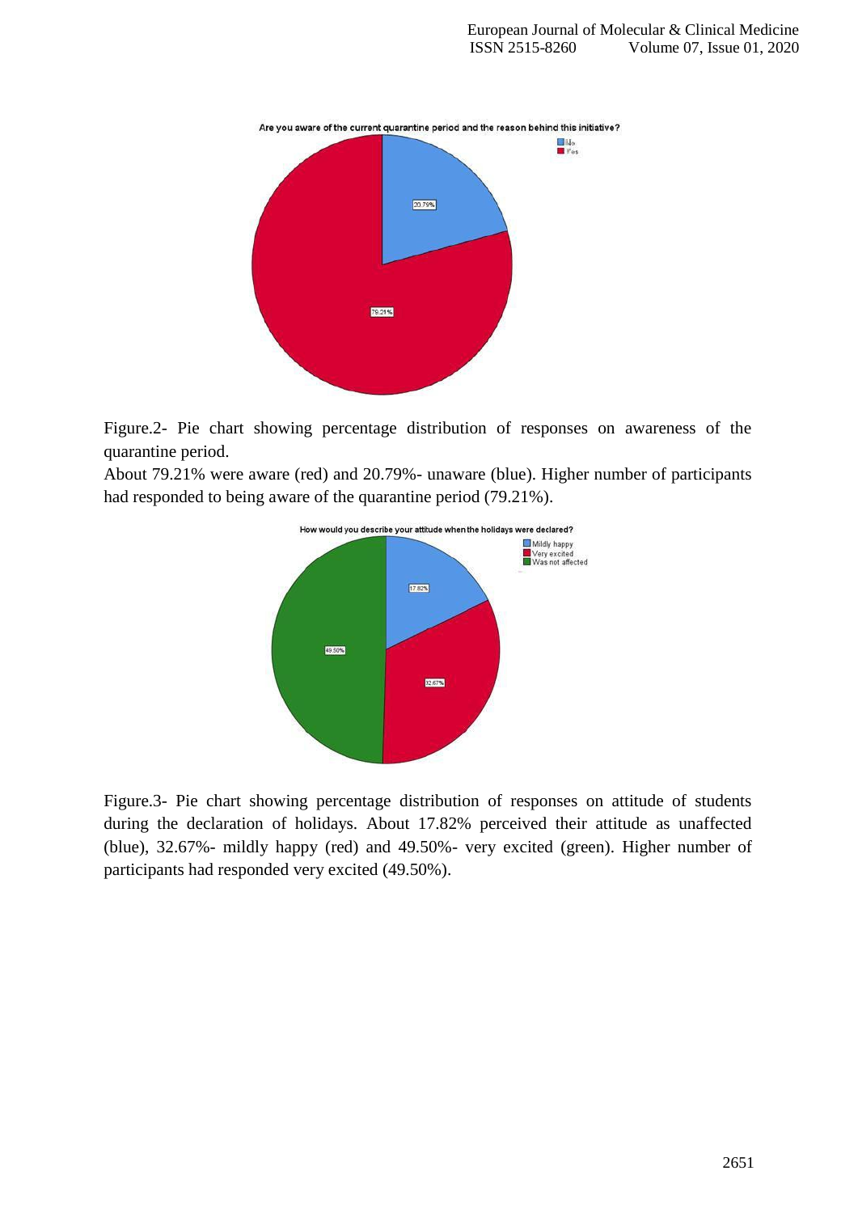Figure.2- Pie chart showing percentage distribution of responses on awareness of the quarantine period.

About 79.21% were aware (red) and 20.79%- unaware (blue). Higher number of participants had responded to being aware of the quarantine period (79.21%).

Figure.3- Pie chart showing percentage distribution of responses on attitude of students during the declaration of holidays. About 17.82% perceived their attitude as unaffected (blue), 32.67%- mildly happy (red) and 49.50%- very excited (green). Higher number of participants had responded very excited (49.50%).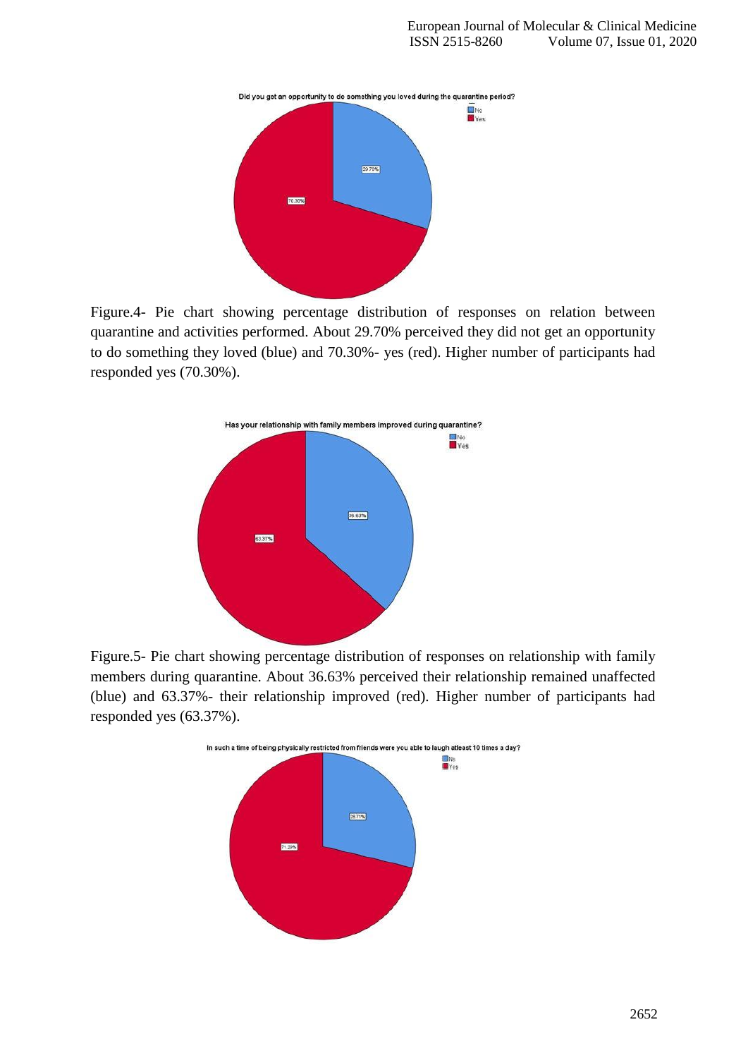Figure.4- Pie chart showing percentage distribution of responses on relation between quarantine and activities performed. About 29.70% perceived they did not get an opportunity to do something they loved (blue) and 70.30%- yes (red). Higher number of participants had responded yes (70.30%).

Figure.5- Pie chart showing percentage distribution of responses on relationship with family members during quarantine. About 36.63% perceived their relationship remained unaffected (blue) and 63.37%- their relationship improved (red). Higher number of participants had responded yes (63.37%).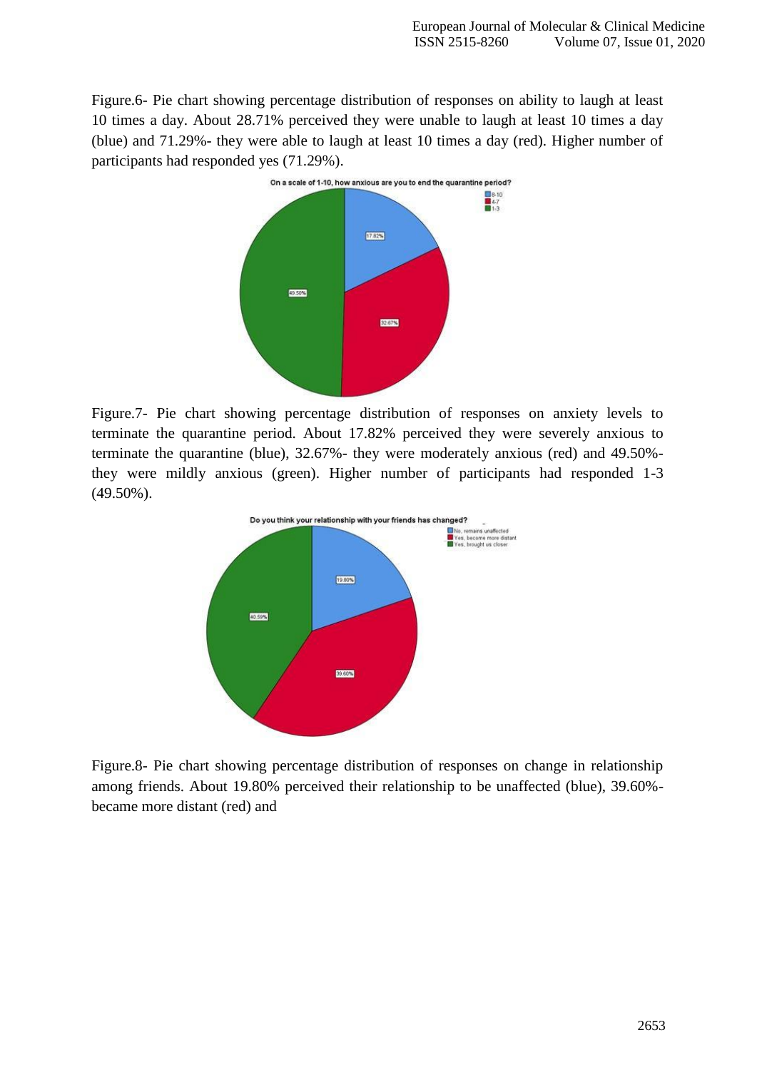Figure.6- Pie chart showing percentage distribution of responses on ability to laugh at least 10 times a day. About 28.71% perceived they were unable to laugh at least 10 times a day (blue) and 71.29%- they were able to laugh at least 10 times a day (red). Higher number of participants had responded yes (71.29%).

Figure.7- Pie chart showing percentage distribution of responses on anxiety levels to terminate the quarantine period. About 17.82% perceived they were severely anxious to terminate the quarantine (blue), 32.67%- they were moderately anxious (red) and 49.50%- they were mildly anxious (green). Higher number of participants had responded 1-3 (49.50%).

Figure.8- Pie chart showing percentage distribution of responses on change in relationship among friends. About 19.80% perceived their relationship to be unaffected (blue), 39.60%- became more distant (red) and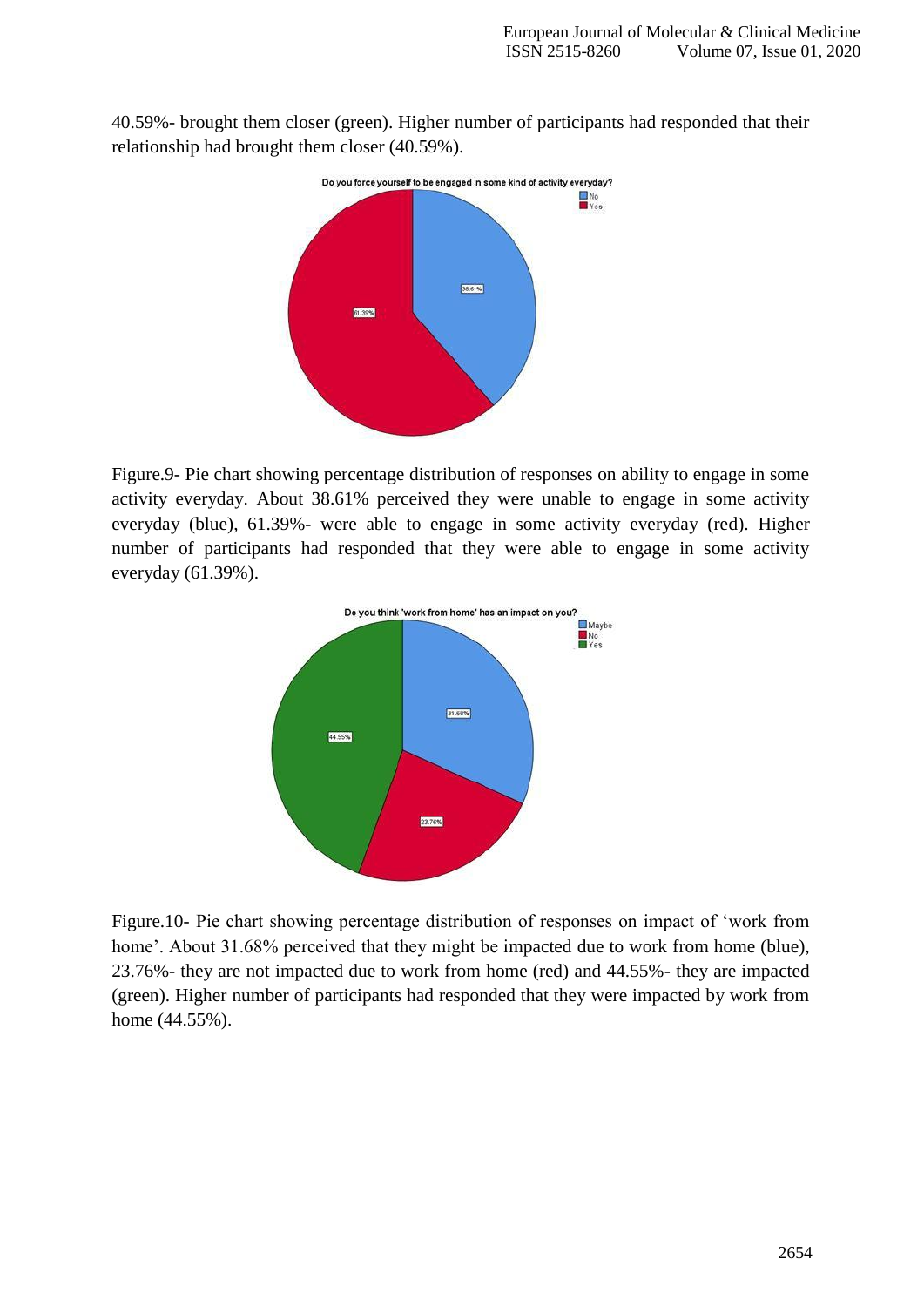40.59%- brought them closer (green). Higher number of participants had responded that their relationship had brought them closer (40.59%).

Figure.9- Pie chart showing percentage distribution of responses on ability to engage in some activity everyday. About 38.61% perceived they were unable to engage in some activity everyday (blue), 61.39%- were able to engage in some activity everyday (red). Higher number of participants had responded that they were able to engage in some activity everyday (61.39%).

Figure.10- Pie chart showing percentage distribution of responses on impact of 'work from home'. About 31.68% perceived that they might be impacted due to work from home (blue), 23.76%- they are not impacted due to work from home (red) and 44.55%- they are impacted (green). Higher number of participants had responded that they were impacted by work from home (44.55%).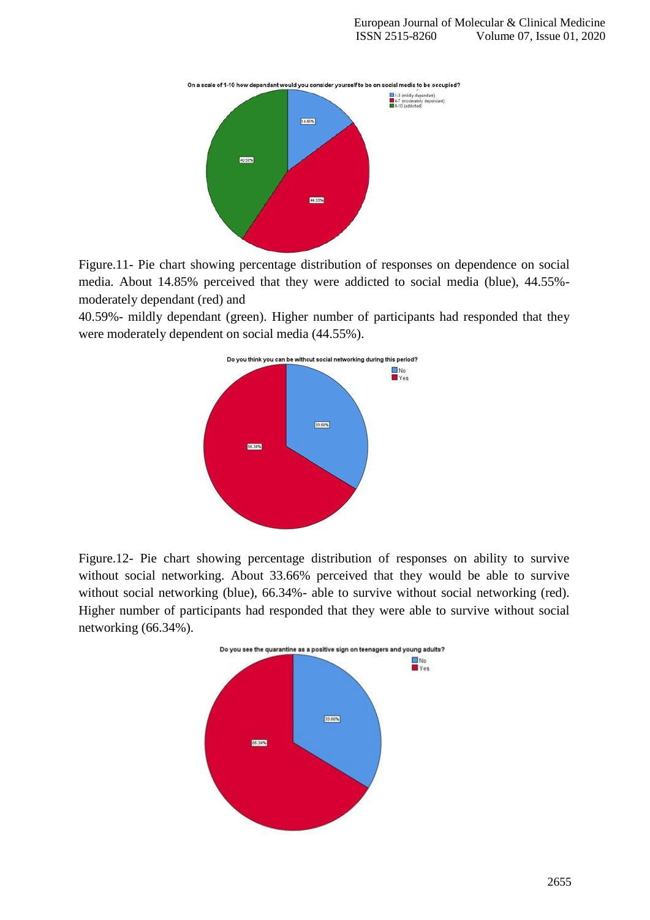Figure.11- Pie chart showing percentage distribution of responses on dependence on social media. About 14.85% perceived that they were addicted to social media (blue), 44.55%- moderately dependant (red) and

40.59%- mildly dependant (green). Higher number of participants had responded that they were moderately dependent on social media (44.55%).

Figure.12- Pie chart showing percentage distribution of responses on ability to survive without social networking. About 33.66% perceived that they would be able to survive without social networking (blue), 66.34%- able to survive without social networking (red). Higher number of participants had responded that they were able to survive without social networking (66.34%).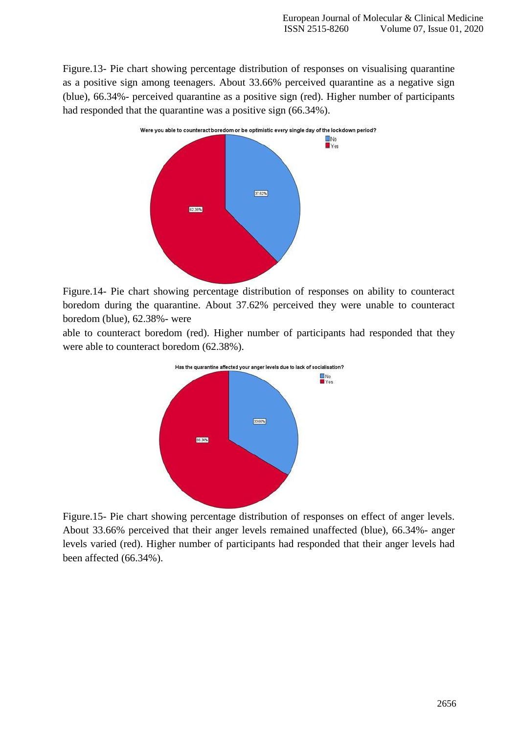Figure.13- Pie chart showing percentage distribution of responses on visualising quarantine as a positive sign among teenagers. About 33.66% perceived quarantine as a negative sign (blue), 66.34%- perceived quarantine as a positive sign (red). Higher number of participants had responded that the quarantine was a positive sign (66.34%).

Figure.14- Pie chart showing percentage distribution of responses on ability to counteract boredom during the quarantine. About 37.62% perceived they were unable to counteract boredom (blue), 62.38%- were able to counteract boredom (red). Higher number of participants had responded that they were able to counteract boredom (62.38%).

Figure.15- Pie chart showing percentage distribution of responses on effect of anger levels. About 33.66% perceived that their anger levels remained unaffected (blue), 66.34%- anger levels varied (red). Higher number of participants had responded that their anger levels had been affected (66.34%).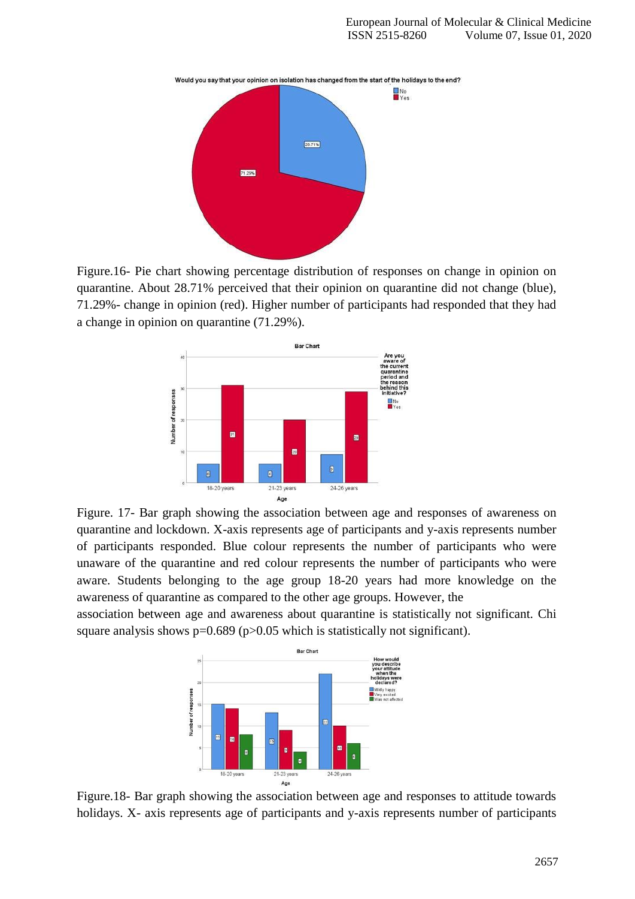Figure.16- Pie chart showing percentage distribution of responses on change in opinion on quarantine. About 28.71% perceived that their opinion on quarantine did not change (blue), 71.29%- change in opinion (red). Higher number of participants had responded that they had a change in opinion on quarantine (71.29%).

Figure. 17- Bar graph showing the association between age and responses of awareness on quarantine and lockdown. X-axis represents age of participants and y-axis represents number of participants responded. Blue colour represents the number of participants who were unaware of the quarantine and red colour represents the number of participants who were aware. Students belonging to the age group 18-20 years had more knowledge on the awareness of quarantine as compared to the other age groups. However, the association between age and awareness about quarantine is statistically not significant. Chi square analysis shows p=0.689 (p>0.05 which is statistically not significant).

Figure.18- Bar graph showing the association between age and responses to attitude towards holidays. X- axis represents age of participants and y-axis represents number of participants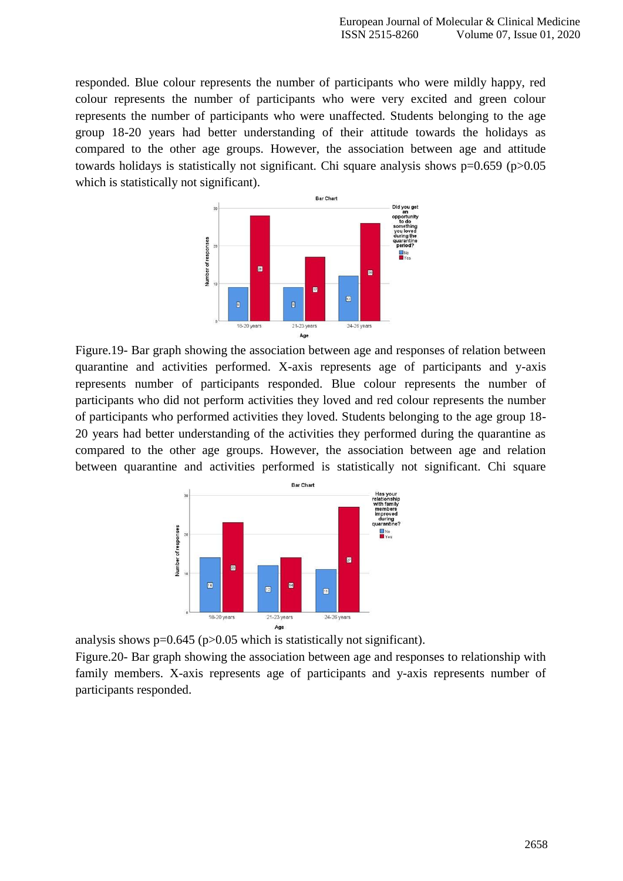responded. Blue colour represents the number of participants who were mildly happy, red colour represents the number of participants who were very excited and green colour represents the number of participants who were unaffected. Students belonging to the age group 18-20 years had better understanding of their attitude towards the holidays as compared to the other age groups. However, the association between age and attitude towards holidays is statistically not significant. Chi square analysis shows $p=0.659$ ($p>0.05$ which is statistically not significant).

Figure.19- Bar graph showing the association between age and responses of relation between quarantine and activities performed. X-axis represents age of participants and y-axis represents number of participants responded. Blue colour represents the number of participants who did not perform activities they loved and red colour represents the number of participants who performed activities they loved. Students belonging to the age group 18-20 years had better understanding of the activities they performed during the quarantine as compared to the other age groups. However, the association between age and relation between quarantine and activities performed is statistically not significant. Chi square analysis shows $p=0.645$ ($p>0.05$ which is statistically not significant).

Figure.20- Bar graph showing the association between age and responses to relationship with family members. X-axis represents age of participants and y-axis represents number of participants responded.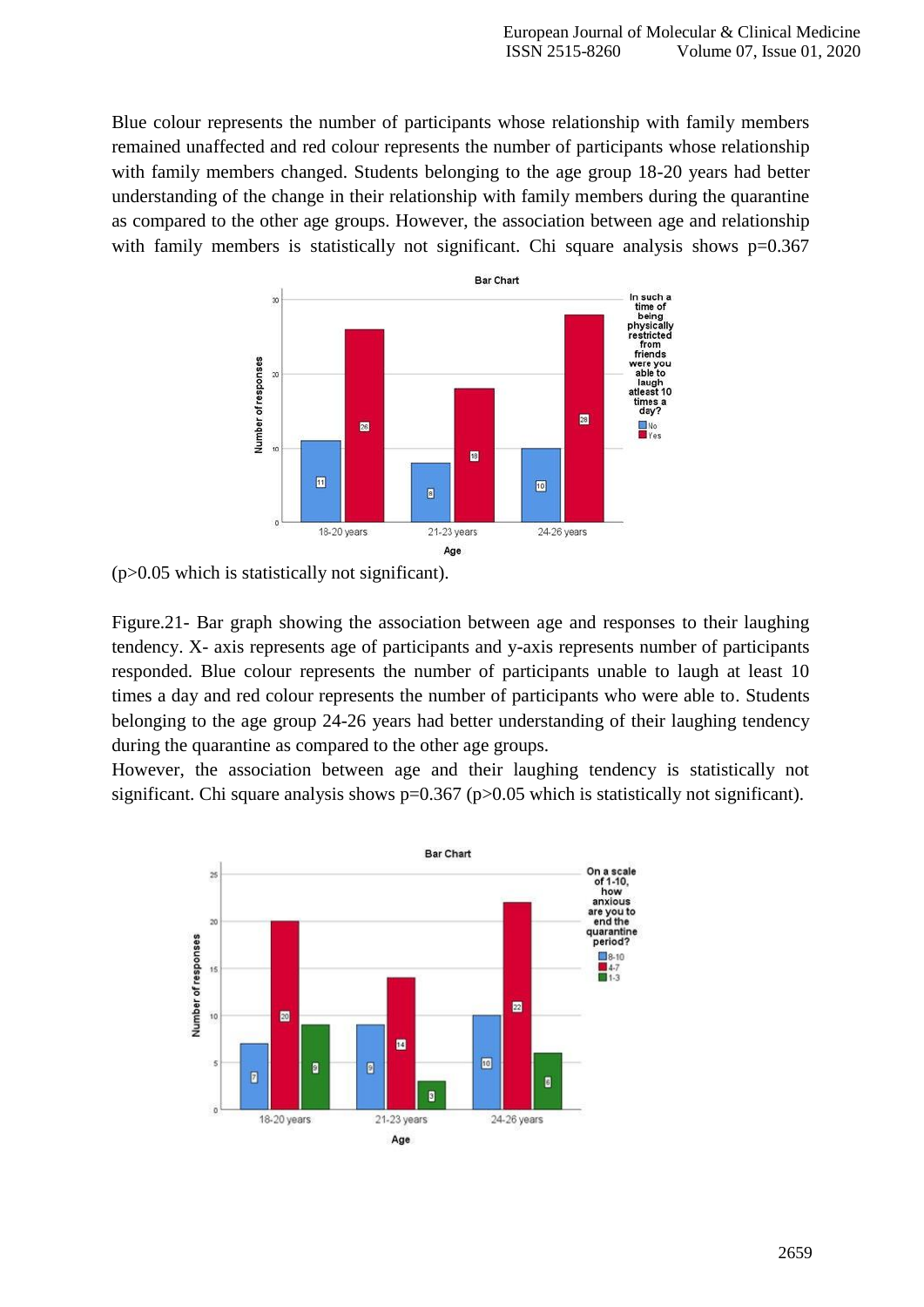Blue colour represents the number of participants whose relationship with family members remained unaffected and red colour represents the number of participants whose relationship with family members changed. Students belonging to the age group 18-20 years had better understanding of the change in their relationship with family members during the quarantine as compared to the other age groups. However, the association between age and relationship with family members is statistically not significant. Chi square analysis shows p=0.367 (p>0.05 which is statistically not significant).

Figure.21- Bar graph showing the association between age and responses to their laughing tendency. X- axis represents age of participants and y-axis represents number of participants responded. Blue colour represents the number of participants unable to laugh at least 10 times a day and red colour represents the number of participants who were able to. Students belonging to the age group 24-26 years had better understanding of their laughing tendency during the quarantine as compared to the other age groups.

However, the association between age and their laughing tendency is statistically not significant. Chi square analysis shows p=0.367 (p>0.05 which is statistically not significant).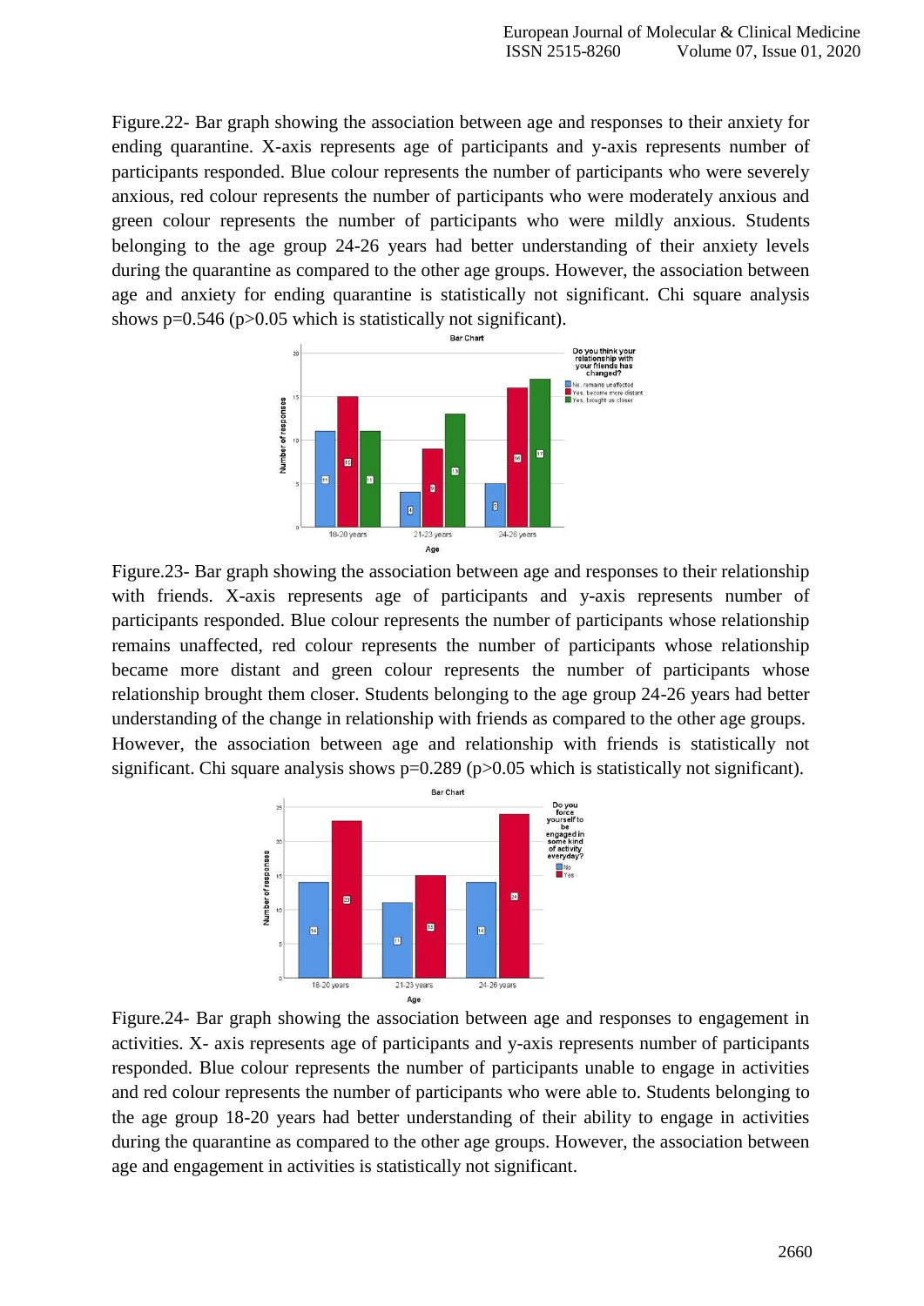Figure.22- Bar graph showing the association between age and responses to their anxiety for ending quarantine. X-axis represents age of participants and y-axis represents number of participants responded. Blue colour represents the number of participants who were severely anxious, red colour represents the number of participants who were moderately anxious and green colour represents the number of participants who were mildly anxious. Students belonging to the age group 24-26 years had better understanding of their anxiety levels during the quarantine as compared to the other age groups. However, the association between age and anxiety for ending quarantine is statistically not significant. Chi square analysis shows p=0.546 (p>0.05 which is statistically not significant).

Figure.23- Bar graph showing the association between age and responses to their relationship with friends. X-axis represents age of participants and y-axis represents number of participants responded. Blue colour represents the number of participants whose relationship remains unaffected, red colour represents the number of participants whose relationship became more distant and green colour represents the number of participants whose relationship brought them closer. Students belonging to the age group 24-26 years had better understanding of the change in relationship with friends as compared to the other age groups. However, the association between age and relationship with friends is statistically not significant. Chi square analysis shows p=0.289 (p>0.05 which is statistically not significant).

Figure.24- Bar graph showing the association between age and responses to engagement in activities. X- axis represents age of participants and y-axis represents number of participants responded. Blue colour represents the number of participants unable to engage in activities and red colour represents the number of participants who were able to. Students belonging to the age group 18-20 years had better understanding of their ability to engage in activities during the quarantine as compared to the other age groups. However, the association between age and engagement in activities is statistically not significant.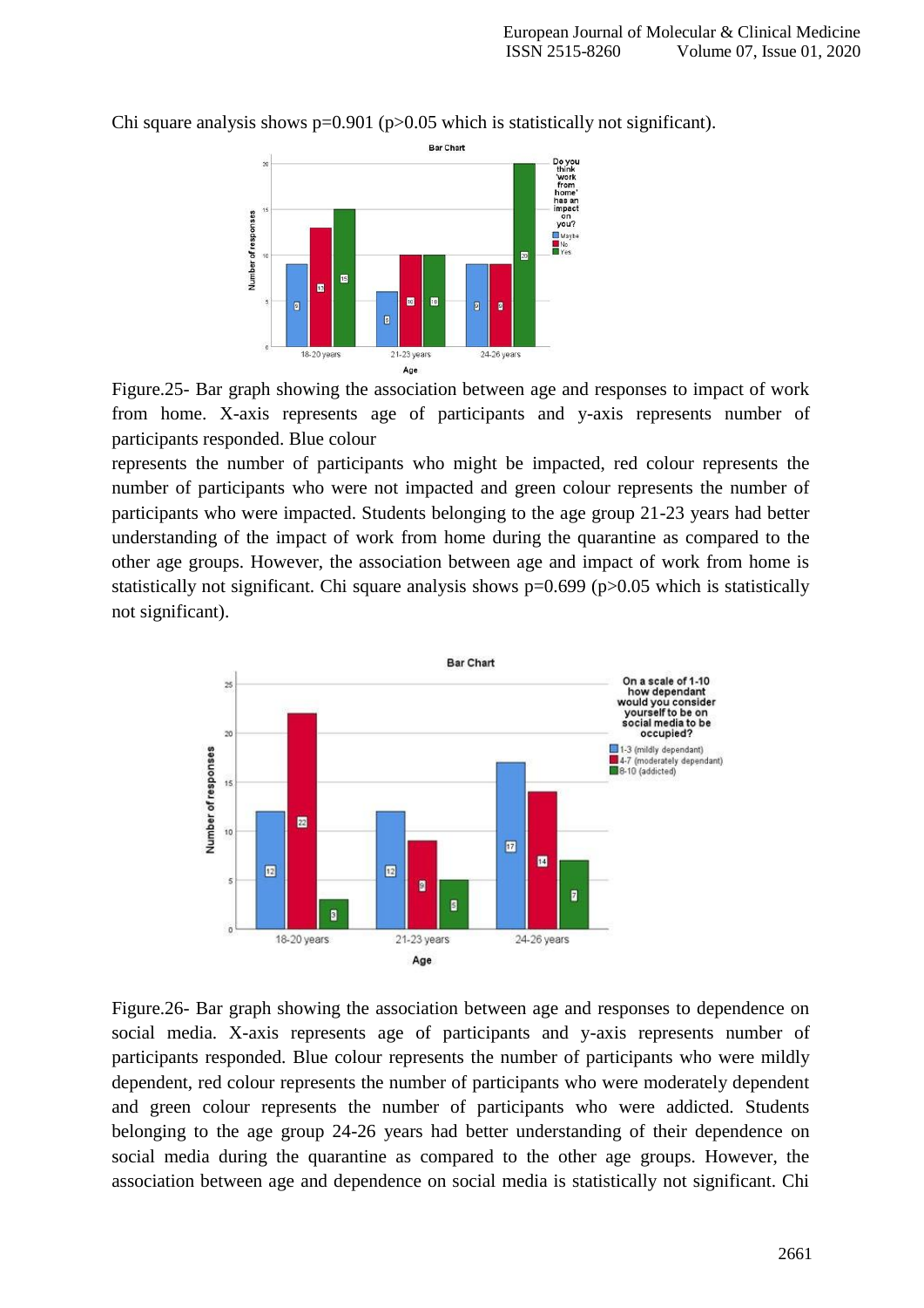Chi square analysis shows p=0.901 (p>0.05 which is statistically not significant).

Figure.25- Bar graph showing the association between age and responses to impact of work from home. X-axis represents age of participants and y-axis represents number of participants responded. Blue colour

represents the number of participants who might be impacted, red colour represents the number of participants who were not impacted and green colour represents the number of participants who were impacted. Students belonging to the age group 21-23 years had better understanding of the impact of work from home during the quarantine as compared to the other age groups. However, the association between age and impact of work from home is statistically not significant. Chi square analysis shows p=0.699 (p>0.05 which is statistically not significant).

Figure.26- Bar graph showing the association between age and responses to dependence on social media. X-axis represents age of participants and y-axis represents number of participants responded. Blue colour represents the number of participants who were mildly dependent, red colour represents the number of participants who were moderately dependent and green colour represents the number of participants who were addicted. Students belonging to the age group 24-26 years had better understanding of their dependence on social media during the quarantine as compared to the other age groups. However, the association between age and dependence on social media is statistically not significant. Chi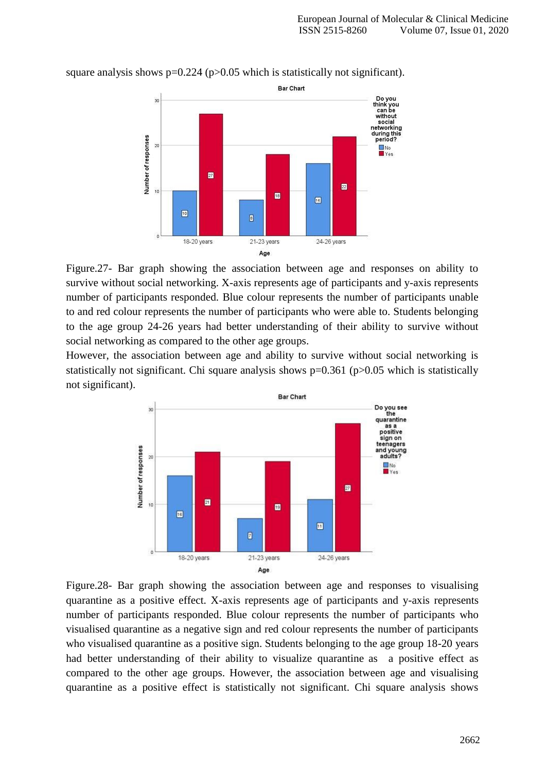square analysis shows p=0.224 (p>0.05 which is statistically not significant).

Figure.27- Bar graph showing the association between age and responses on ability to survive without social networking. X-axis represents age of participants and y-axis represents number of participants responded. Blue colour represents the number of participants unable to and red colour represents the number of participants who were able to. Students belonging to the age group 24-26 years had better understanding of their ability to survive without social networking as compared to the other age groups.

However, the association between age and ability to survive without social networking is statistically not significant. Chi square analysis shows p=0.361 (p>0.05 which is statistically not significant).

Figure.28- Bar graph showing the association between age and responses to visualising quarantine as a positive effect. X-axis represents age of participants and y-axis represents number of participants responded. Blue colour represents the number of participants who visualised quarantine as a negative sign and red colour represents the number of participants who visualised quarantine as a positive sign. Students belonging to the age group 18-20 years had better understanding of their ability to visualize quarantine as a positive effect as compared to the other age groups. However, the association between age and visualising quarantine as a positive effect is statistically not significant. Chi square analysis shows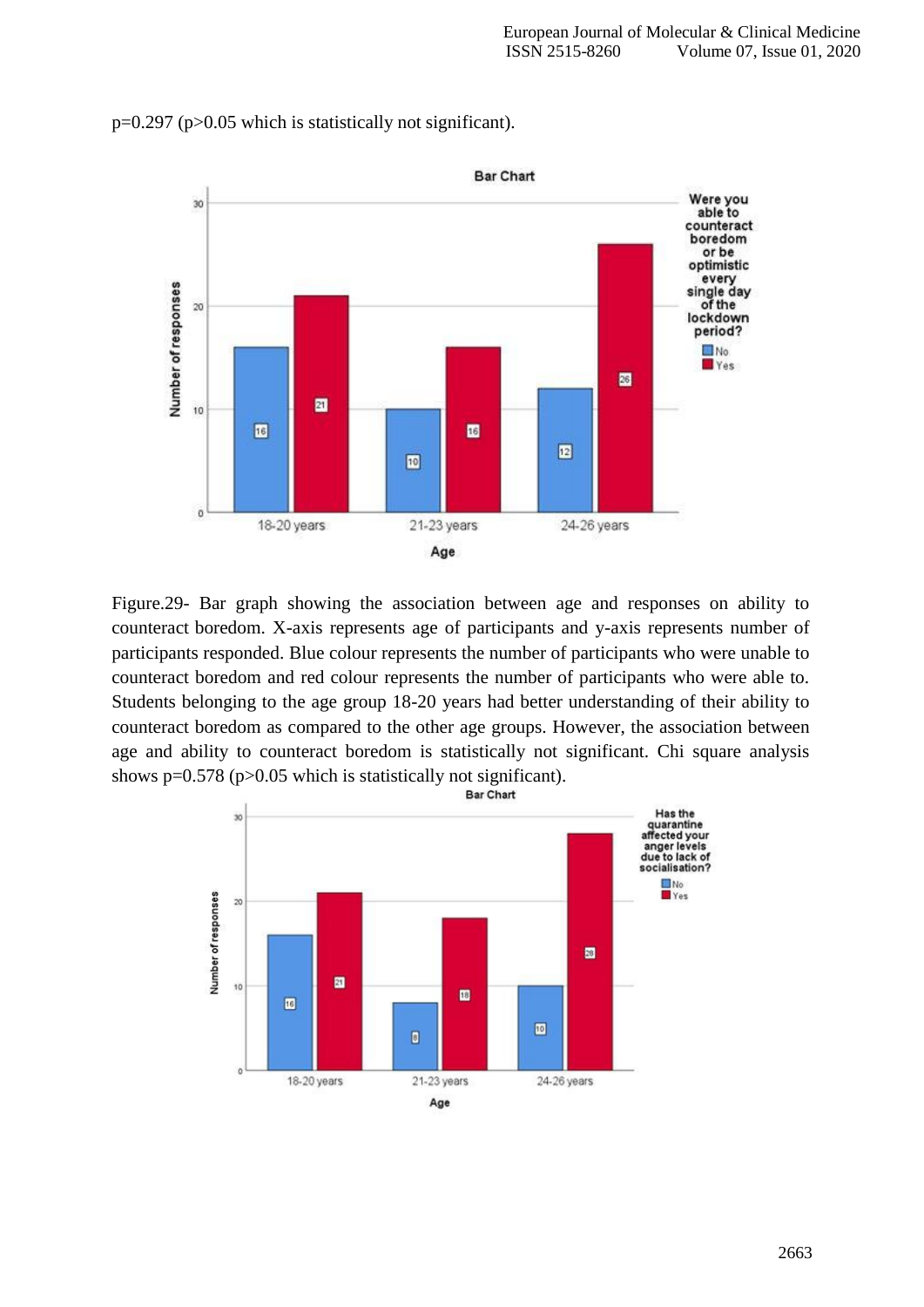p=0.297 (p>0.05 which is statistically not significant).

Figure.29- Bar graph showing the association between age and responses on ability to counteract boredom. X-axis represents age of participants and y-axis represents number of participants responded. Blue colour represents the number of participants who were unable to counteract boredom and red colour represents the number of participants who were able to. Students belonging to the age group 18-20 years had better understanding of their ability to counteract boredom as compared to the other age groups. However, the association between age and ability to counteract boredom is statistically not significant. Chi square analysis shows p=0.578 (p>0.05 which is statistically not significant).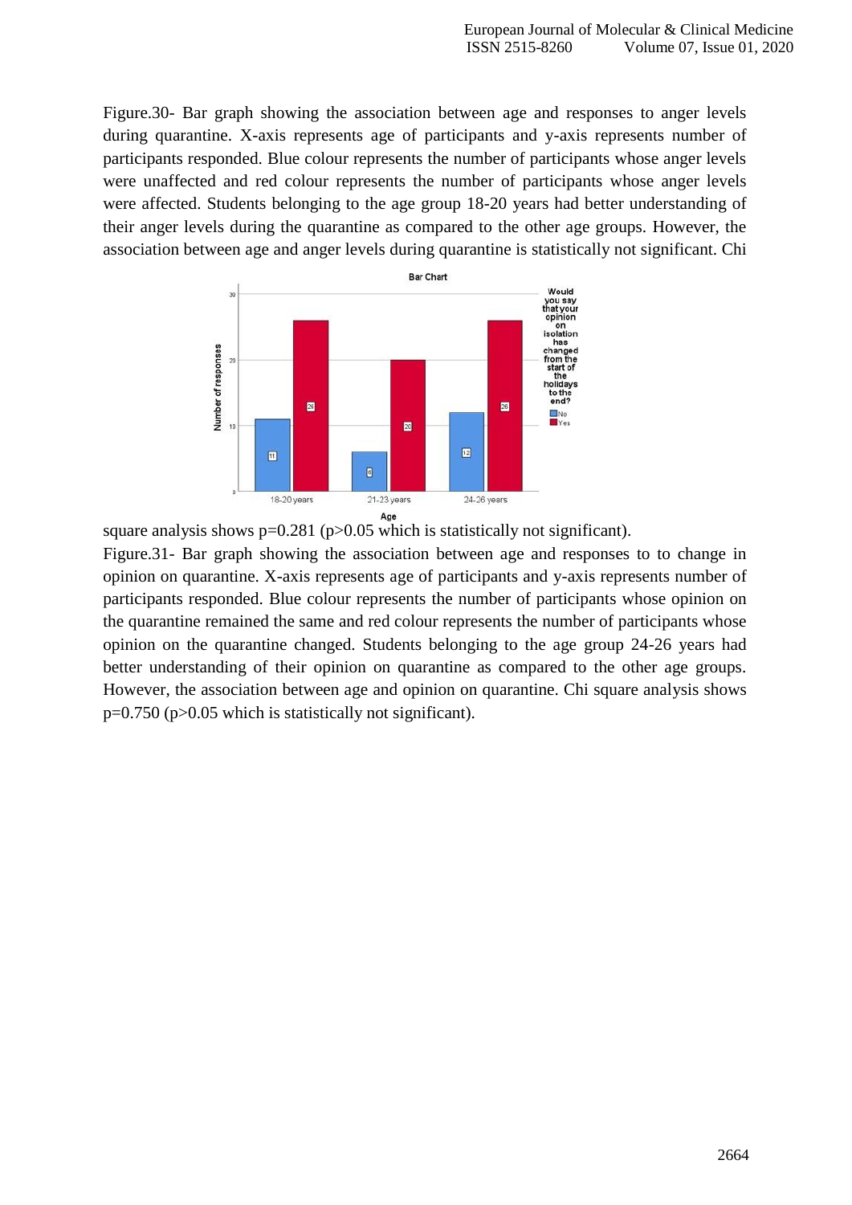Figure.30- Bar graph showing the association between age and responses to anger levels during quarantine. X-axis represents age of participants and y-axis represents number of participants responded. Blue colour represents the number of participants whose anger levels were unaffected and red colour represents the number of participants whose anger levels were affected. Students belonging to the age group 18-20 years had better understanding of their anger levels during the quarantine as compared to the other age groups. However, the association between age and anger levels during quarantine is statistically not significant. Chi

Bar Chart

Would you say that your opinion on isolation has changed from the start of the holidays to the end?

No

Yes

Number of responses

0

10

20

30

11

26

6

20

12

26

18-20 years

21-23 years

24-26 years

Age

square analysis shows p=0.281 (p>0.05 which is statistically not significant).

Figure.31- Bar graph showing the association between age and responses to to change in opinion on quarantine. X-axis represents age of participants and y-axis represents number of participants responded. Blue colour represents the number of participants whose opinion on the quarantine remained the same and red colour represents the number of participants whose opinion on the quarantine changed. Students belonging to the age group 24-26 years had better understanding of their opinion on quarantine as compared to the other age groups. However, the association between age and opinion on quarantine. Chi square analysis shows p=0.750 (p>0.05 which is statistically not significant).